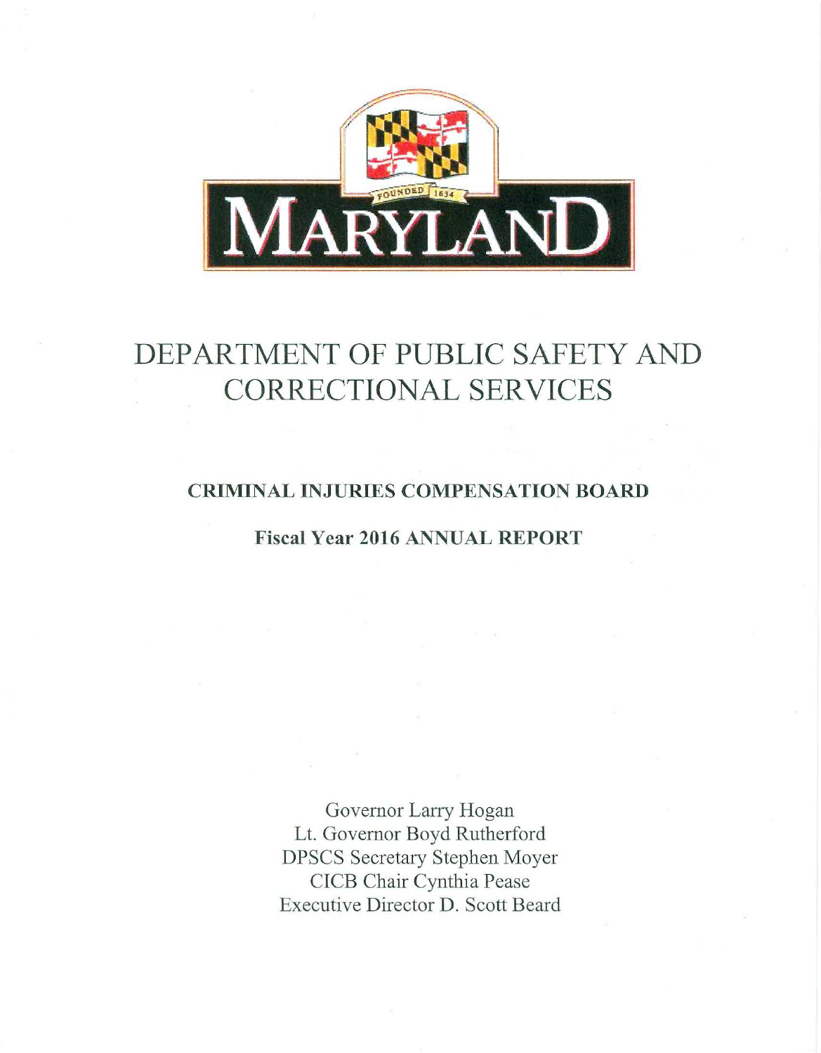# DEPARTMENT OF PUBLIC SAFETY AND CORRECTIONAL SERVICES

## CRIMINAL INJURIES COMPENSATION BOARD

### Fiscal Year 2016 ANNUAL REPORT

Governor Larry Hogan
Lt. Governor Boyd Rutherford
DPSCS Secretary Stephen Moyer
CICB Chair Cynthia Pease
Executive Director D. Scott Beard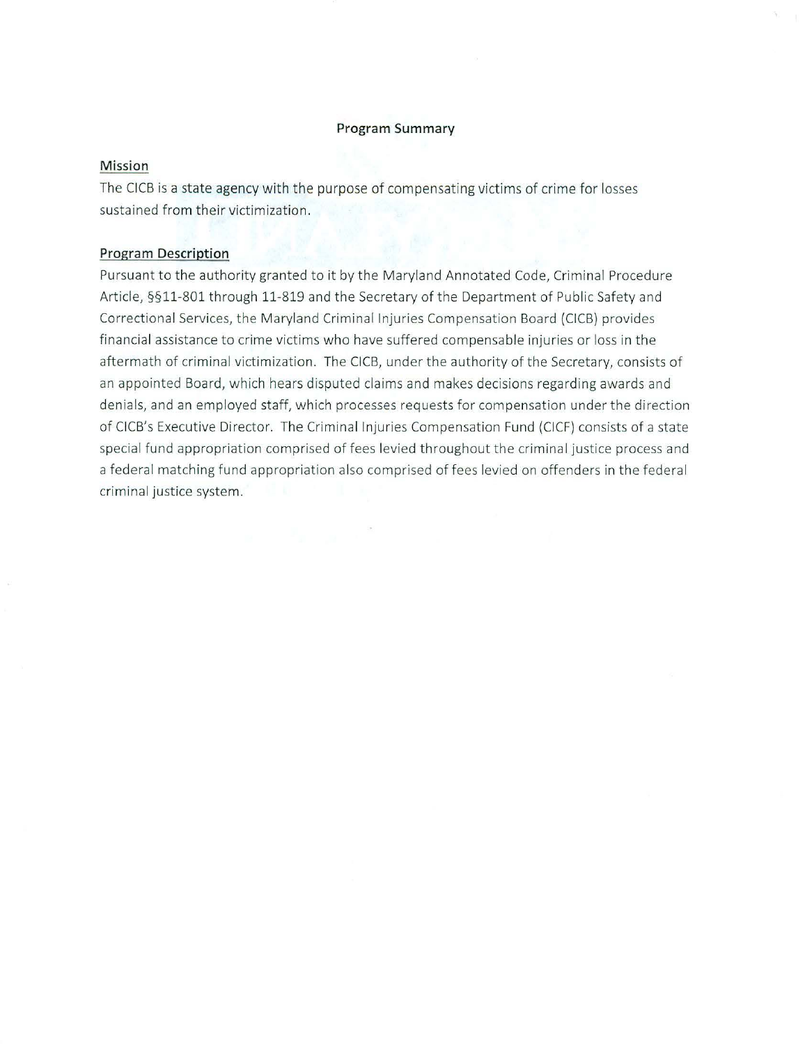# Program Summary

## Mission

The CICB is a state agency with the purpose of compensating victims of crime for losses sustained from their victimization.

## Program Description

Pursuant to the authority granted to it by the Maryland Annotated Code, Criminal Procedure Article, §§11-801 through 11-819 and the Secretary of the Department of Public Safety and Correctional Services, the Maryland Criminal Injuries Compensation Board (CICB) provides financial assistance to crime victims who have suffered compensable injuries or loss in the aftermath of criminal victimization. The CICB, under the authority of the Secretary, consists of an appointed Board, which hears disputed claims and makes decisions regarding awards and denials, and an employed staff, which processes requests for compensation under the direction of CICB's Executive Director. The Criminal Injuries Compensation Fund (CICF) consists of a state special fund appropriation comprised of fees levied throughout the criminal justice process and a federal matching fund appropriation also comprised of fees levied on offenders in the federal criminal justice system.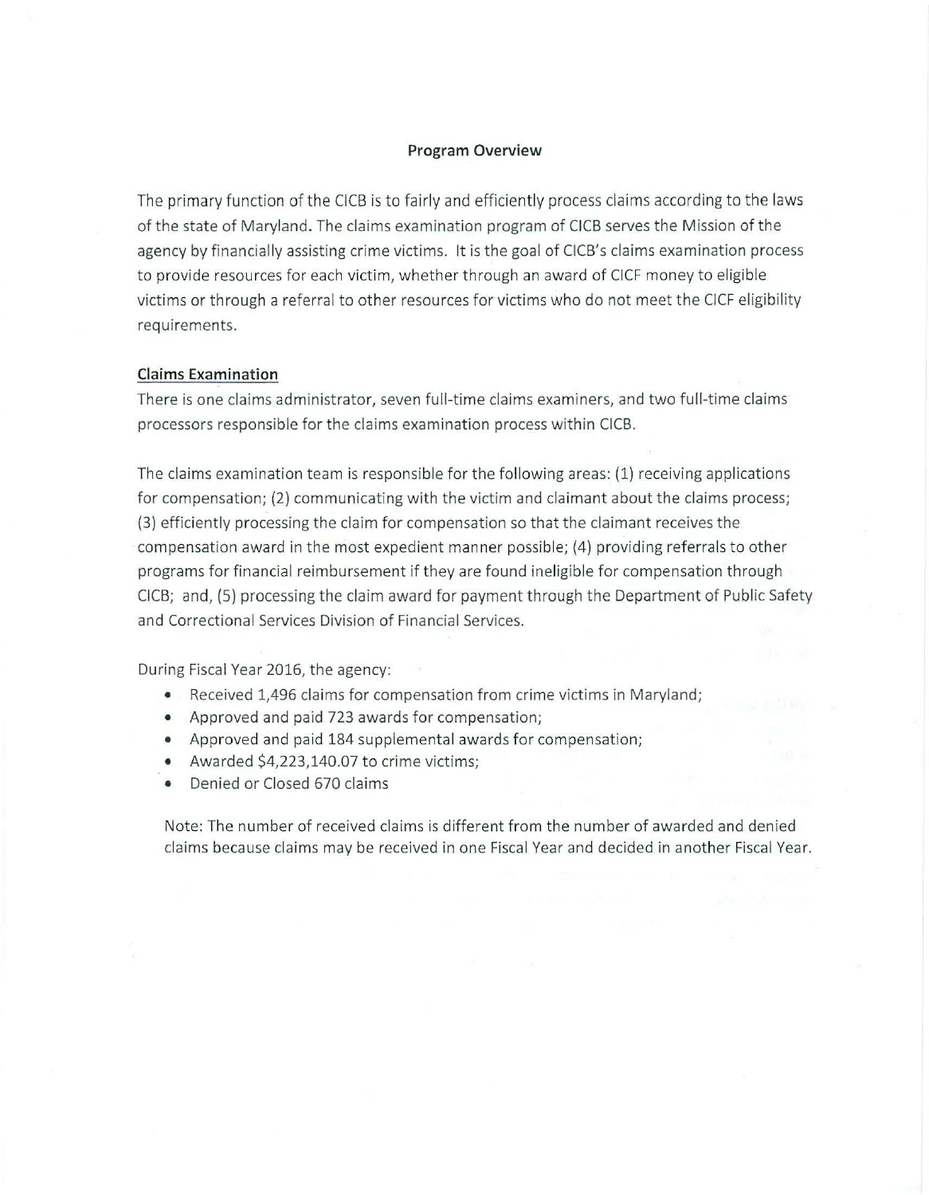## Program Overview

The primary function of the CICB is to fairly and efficiently process claims according to the laws of the state of Maryland. The claims examination program of CICB serves the Mission of the agency by financially assisting crime victims. It is the goal of CICB's claims examination process to provide resources for each victim, whether through an award of CICF money to eligible victims or through a referral to other resources for victims who do not meet the CICF eligibility requirements.

### Claims Examination

There is one claims administrator, seven full-time claims examiners, and two full-time claims processors responsible for the claims examination process within CICB.

The claims examination team is responsible for the following areas: (1) receiving applications for compensation; (2) communicating with the victim and claimant about the claims process; (3) efficiently processing the claim for compensation so that the claimant receives the compensation award in the most expedient manner possible; (4) providing referrals to other programs for financial reimbursement if they are found ineligible for compensation through CICB; and, (5) processing the claim award for payment through the Department of Public Safety and Correctional Services Division of Financial Services.

During Fiscal Year 2016, the agency:

- Received 1,496 claims for compensation from crime victims in Maryland;
- Approved and paid 723 awards for compensation;
- Approved and paid 184 supplemental awards for compensation;
- Awarded $4,223,140.07 to crime victims;
- Denied or Closed 670 claims

Note: The number of received claims is different from the number of awarded and denied claims because claims may be received in one Fiscal Year and decided in another Fiscal Year.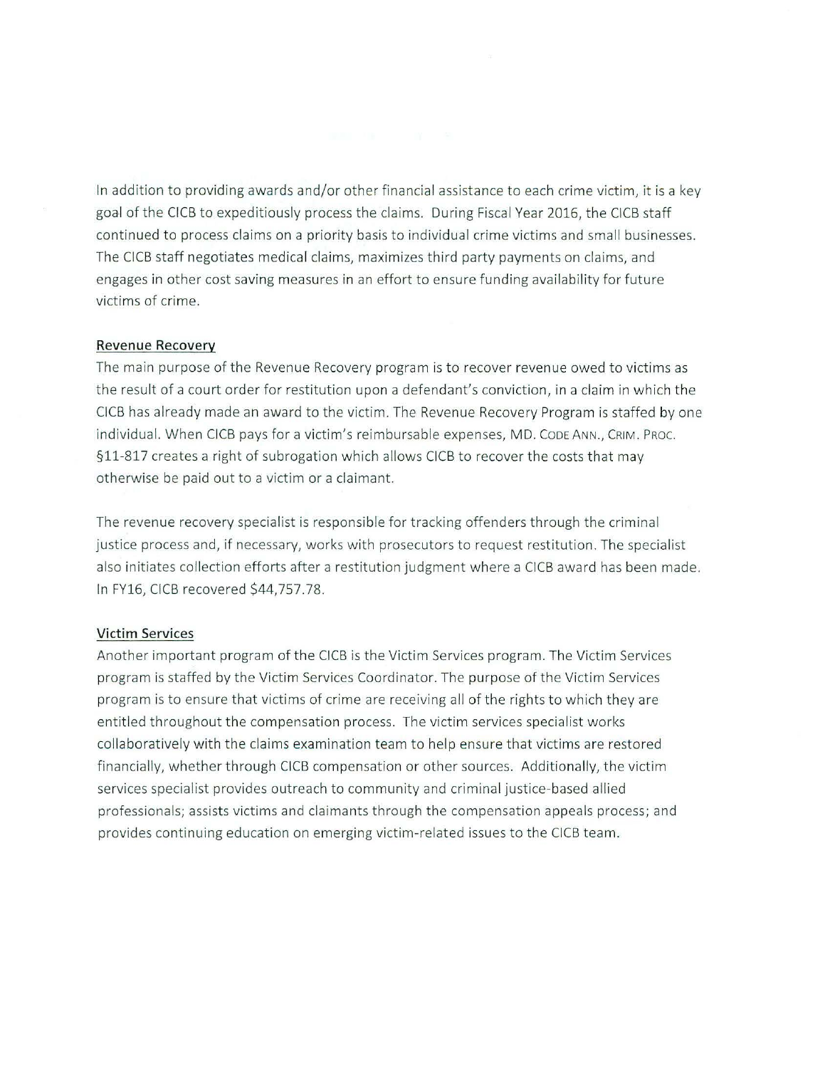In addition to providing awards and/or other financial assistance to each crime victim, it is a key goal of the CICB to expeditiously process the claims. During Fiscal Year 2016, the CICB staff continued to process claims on a priority basis to individual crime victims and small businesses. The CICB staff negotiates medical claims, maximizes third party payments on claims, and engages in other cost saving measures in an effort to ensure funding availability for future victims of crime.

## Revenue Recovery

The main purpose of the Revenue Recovery program is to recover revenue owed to victims as the result of a court order for restitution upon a defendant's conviction, in a claim in which the CICB has already made an award to the victim. The Revenue Recovery Program is staffed by one individual. When CICB pays for a victim's reimbursable expenses, MD. CODE ANN., CRIM. PROC. §11-817 creates a right of subrogation which allows CICB to recover the costs that may otherwise be paid out to a victim or a claimant.

The revenue recovery specialist is responsible for tracking offenders through the criminal justice process and, if necessary, works with prosecutors to request restitution. The specialist also initiates collection efforts after a restitution judgment where a CICB award has been made. In FY16, CICB recovered $44,757.78.

## Victim Services

Another important program of the CICB is the Victim Services program. The Victim Services program is staffed by the Victim Services Coordinator. The purpose of the Victim Services program is to ensure that victims of crime are receiving all of the rights to which they are entitled throughout the compensation process. The victim services specialist works collaboratively with the claims examination team to help ensure that victims are restored financially, whether through CICB compensation or other sources. Additionally, the victim services specialist provides outreach to community and criminal justice-based allied professionals; assists victims and claimants through the compensation appeals process; and provides continuing education on emerging victim-related issues to the CICB team.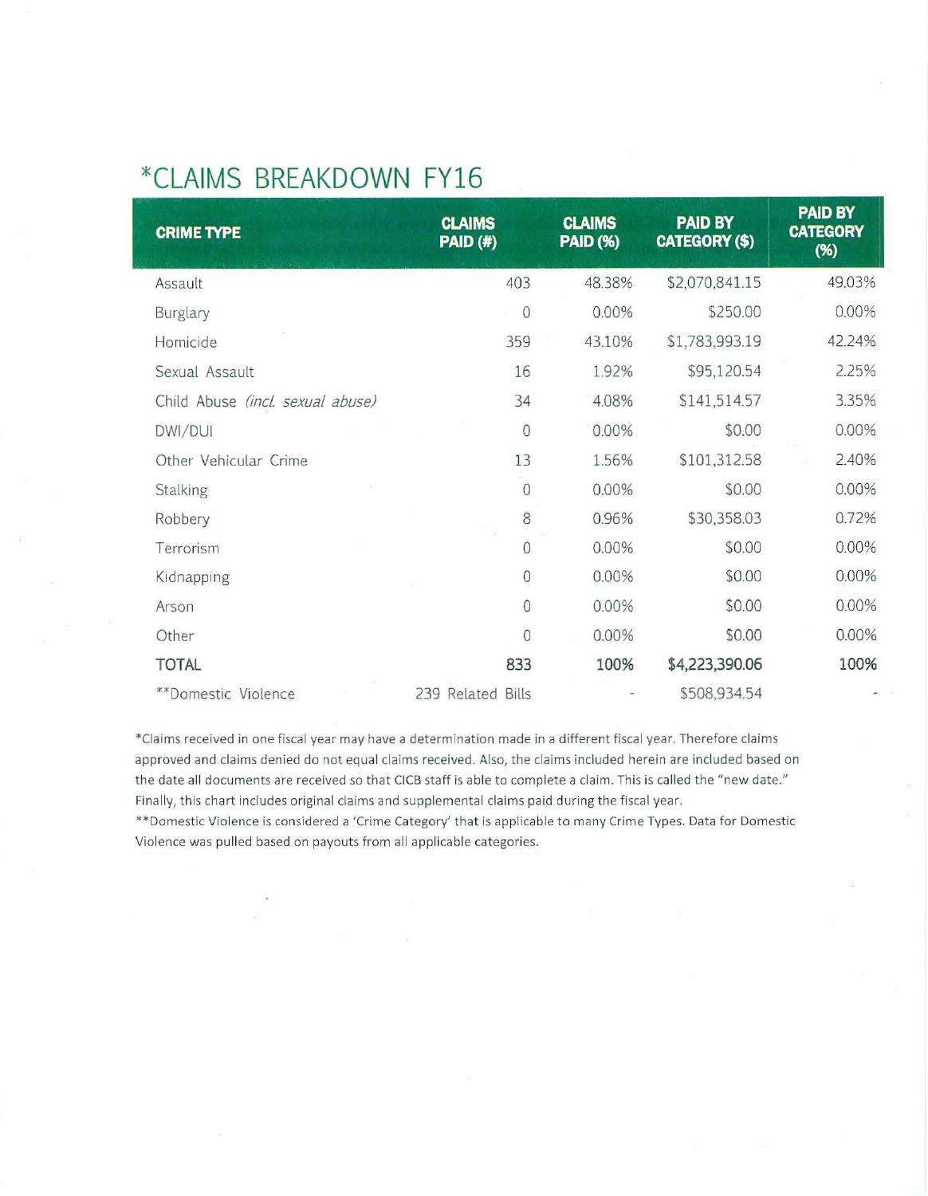# *CLAIMS BREAKDOWN FY16

| CRIME TYPE | CLAIMS PAID (#) | CLAIMS PAID (%) | PAID BY CATEGORY ($) | PAID BY CATEGORY (%) |
|---|---|---|---|---|
| Assault | 403 | 48.38% | $2,070,841.15 | 49.03% |
| Burglary | 0 | 0.00% | $250.00 | 0.00% |
| Homicide | 359 | 43.10% | $1,783,993.19 | 42.24% |
| Sexual Assault | 16 | 1.92% | $95,120.54 | 2.25% |
| Child Abuse *(incl. sexual abuse)* | 34 | 4.08% | $141,514.57 | 3.35% |
| DWI/DUI | 0 | 0.00% | $0.00 | 0.00% |
| Other Vehicular Crime | 13 | 1.56% | $101,312.58 | 2.40% |
| Stalking | 0 | 0.00% | $0.00 | 0.00% |
| Robbery | 8 | 0.96% | $30,358.03 | 0.72% |
| Terrorism | 0 | 0.00% | $0.00 | 0.00% |
| Kidnapping | 0 | 0.00% | $0.00 | 0.00% |
| Arson | 0 | 0.00% | $0.00 | 0.00% |
| Other | 0 | 0.00% | $0.00 | 0.00% |
| **TOTAL** | **833** | **100%** | **$4,223,390.06** | **100%** |
| **Domestic Violence | 239 Related Bills | - | $508,934.54 | - |

*Claims received in one fiscal year may have a determination made in a different fiscal year. Therefore claims approved and claims denied do not equal claims received. Also, the claims included herein are included based on the date all documents are received so that CICB staff is able to complete a claim. This is called the "new date." Finally, this chart includes original claims and supplemental claims paid during the fiscal year.

**Domestic Violence is considered a 'Crime Category' that is applicable to many Crime Types. Data for Domestic Violence was pulled based on payouts from all applicable categories.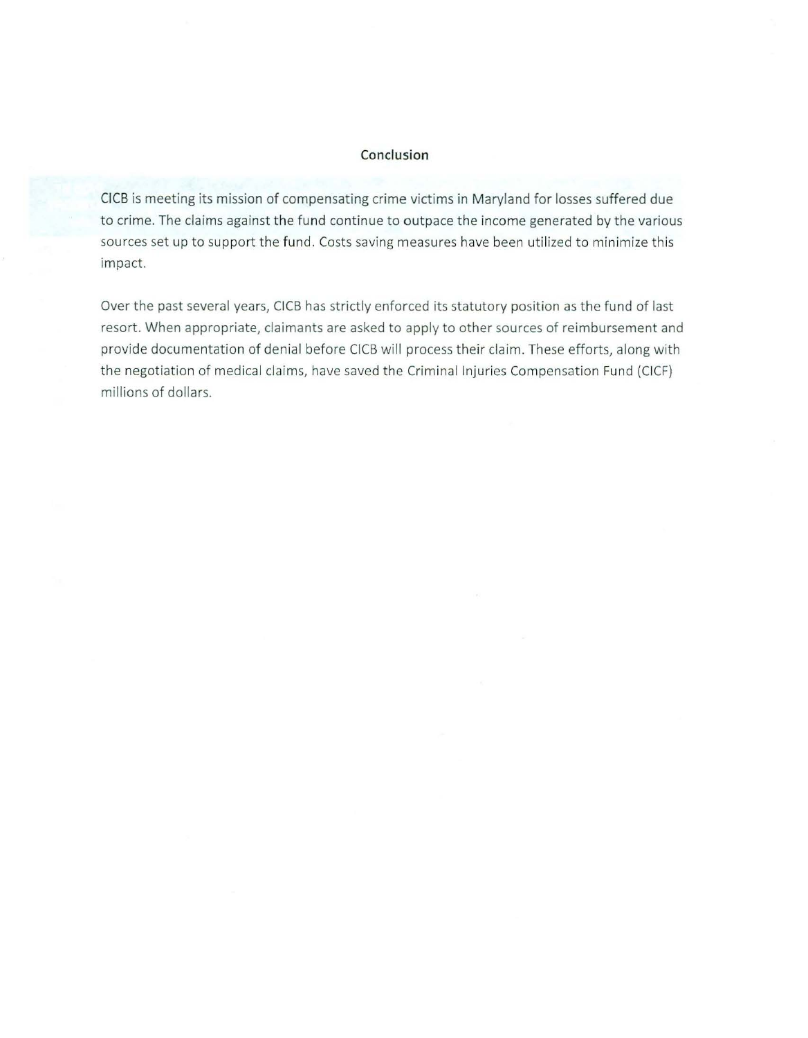## Conclusion

CICB is meeting its mission of compensating crime victims in Maryland for losses suffered due to crime. The claims against the fund continue to outpace the income generated by the various sources set up to support the fund. Costs saving measures have been utilized to minimize this impact.

Over the past several years, CICB has strictly enforced its statutory position as the fund of last resort. When appropriate, claimants are asked to apply to other sources of reimbursement and provide documentation of denial before CICB will process their claim. These efforts, along with the negotiation of medical claims, have saved the Criminal Injuries Compensation Fund (CICF) millions of dollars.